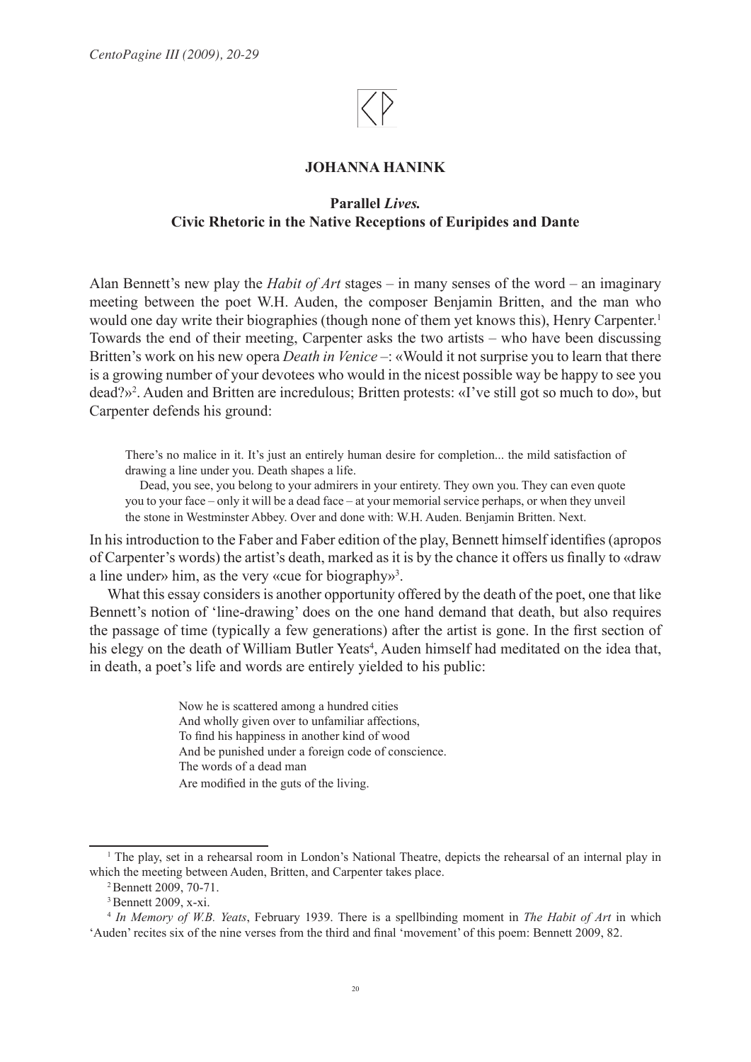**JOHANNA HANINK**

## Parallel *Lives.* Civic Rhetoric in the Native Receptions of Euripides and Dante

Alan Bennett's new play the *Habit of Art* stages – in many senses of the word – an imaginary meeting between the poet W.H. Auden, the composer Benjamin Britten, and the man who would one day write their biographies (though none of them yet knows this), Henry Carpenter.[1] Towards the end of their meeting, Carpenter asks the two artists – who have been discussing Britten's work on his new opera *Death in Venice* –: «Would it not surprise you to learn that there is a growing number of your devotees who would in the nicest possible way be happy to see you dead?»[2]. Auden and Britten are incredulous; Britten protests: «I've still got so much to do», but Carpenter defends his ground:

> There's no malice in it. It's just an entirely human desire for completion... the mild satisfaction of drawing a line under you. Death shapes a life.
>
> Dead, you see, you belong to your admirers in your entirety. They own you. They can even quote you to your face – only it will be a dead face – at your memorial service perhaps, or when they unveil the stone in Westminster Abbey. Over and done with: W.H. Auden. Benjamin Britten. Next.

In his introduction to the Faber and Faber edition of the play, Bennett himself identifies (apropos of Carpenter's words) the artist's death, marked as it is by the chance it offers us finally to «draw a line under» him, as the very «cue for biography»[3].

What this essay considers is another opportunity offered by the death of the poet, one that like Bennett's notion of 'line-drawing' does on the one hand demand that death, but also requires the passage of time (typically a few generations) after the artist is gone. In the first section of his elegy on the death of William Butler Yeats[4], Auden himself had meditated on the idea that, in death, a poet's life and words are entirely yielded to his public:

> Now he is scattered among a hundred cities
> And wholly given over to unfamiliar affections,
> To find his happiness in another kind of wood
> And be punished under a foreign code of conscience.
> The words of a dead man
> Are modified in the guts of the living.

---

[1] The play, set in a rehearsal room in London's National Theatre, depicts the rehearsal of an internal play in which the meeting between Auden, Britten, and Carpenter takes place.

[2] Bennett 2009, 70-71.

[3] Bennett 2009, x-xi.

[4] *In Memory of W.B. Yeats*, February 1939. There is a spellbinding moment in *The Habit of Art* in which 'Auden' recites six of the nine verses from the third and final 'movement' of this poem: Bennett 2009, 82.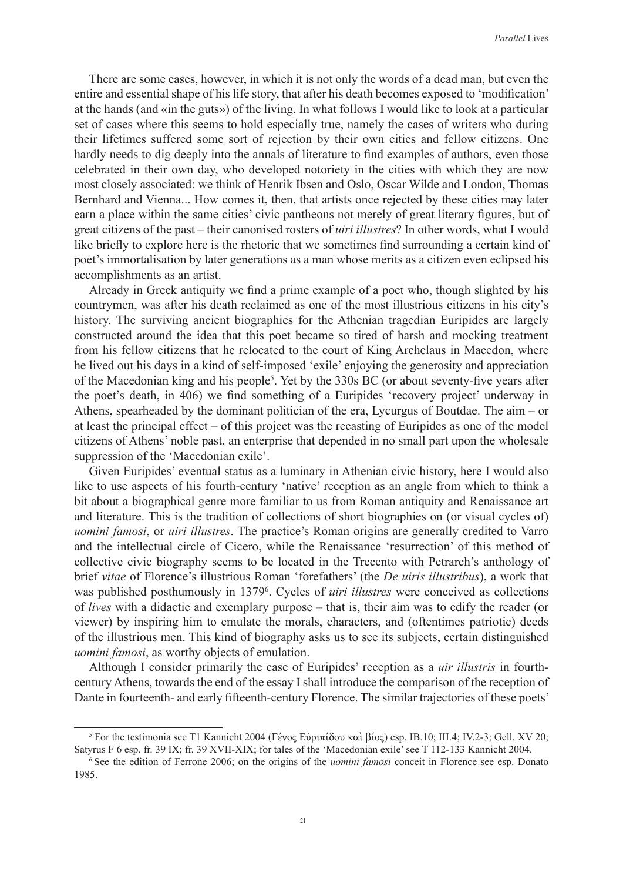There are some cases, however, in which it is not only the words of a dead man, but even the entire and essential shape of his life story, that after his death becomes exposed to 'modification' at the hands (and «in the guts») of the living. In what follows I would like to look at a particular set of cases where this seems to hold especially true, namely the cases of writers who during their lifetimes suffered some sort of rejection by their own cities and fellow citizens. One hardly needs to dig deeply into the annals of literature to find examples of authors, even those celebrated in their own day, who developed notoriety in the cities with which they are now most closely associated: we think of Henrik Ibsen and Oslo, Oscar Wilde and London, Thomas Bernhard and Vienna... How comes it, then, that artists once rejected by these cities may later earn a place within the same cities' civic pantheons not merely of great literary figures, but of great citizens of the past – their canonised rosters of *uiri illustres*? In other words, what I would like briefly to explore here is the rhetoric that we sometimes find surrounding a certain kind of poet's immortalisation by later generations as a man whose merits as a citizen even eclipsed his accomplishments as an artist.

Already in Greek antiquity we find a prime example of a poet who, though slighted by his countrymen, was after his death reclaimed as one of the most illustrious citizens in his city's history. The surviving ancient biographies for the Athenian tragedian Euripides are largely constructed around the idea that this poet became so tired of harsh and mocking treatment from his fellow citizens that he relocated to the court of King Archelaus in Macedon, where he lived out his days in a kind of self-imposed 'exile' enjoying the generosity and appreciation of the Macedonian king and his people[5]. Yet by the 330s BC (or about seventy-five years after the poet's death, in 406) we find something of a Euripides 'recovery project' underway in Athens, spearheaded by the dominant politician of the era, Lycurgus of Boutdae. The aim – or at least the principal effect – of this project was the recasting of Euripides as one of the model citizens of Athens' noble past, an enterprise that depended in no small part upon the wholesale suppression of the 'Macedonian exile'.

Given Euripides' eventual status as a luminary in Athenian civic history, here I would also like to use aspects of his fourth-century 'native' reception as an angle from which to think a bit about a biographical genre more familiar to us from Roman antiquity and Renaissance art and literature. This is the tradition of collections of short biographies on (or visual cycles of) *uomini famosi*, or *uiri illustres*. The practice's Roman origins are generally credited to Varro and the intellectual circle of Cicero, while the Renaissance 'resurrection' of this method of collective civic biography seems to be located in the Trecento with Petrarch's anthology of brief *vitae* of Florence's illustrious Roman 'forefathers' (the *De uiris illustribus*), a work that was published posthumously in 1379[6]. Cycles of *uiri illustres* were conceived as collections of *lives* with a didactic and exemplary purpose – that is, their aim was to edify the reader (or viewer) by inspiring him to emulate the morals, characters, and (oftentimes patriotic) deeds of the illustrious men. This kind of biography asks us to see its subjects, certain distinguished *uomini famosi*, as worthy objects of emulation.

Although I consider primarily the case of Euripides' reception as a *uir illustris* in fourth-century Athens, towards the end of the essay I shall introduce the comparison of the reception of Dante in fourteenth- and early fifteenth-century Florence. The similar trajectories of these poets'

---

[5] For the testimonia see T1 Kannicht 2004 (Γένος Εὐριπίδου καὶ βίος) esp. IB.10; III.4; IV.2-3; Gell. XV 20; Satyrus F 6 esp. fr. 39 IX; fr. 39 XVII-XIX; for tales of the 'Macedonian exile' see T 112-133 Kannicht 2004.

[6] See the edition of Ferrone 2006; on the origins of the *uomini famosi* conceit in Florence see esp. Donato 1985.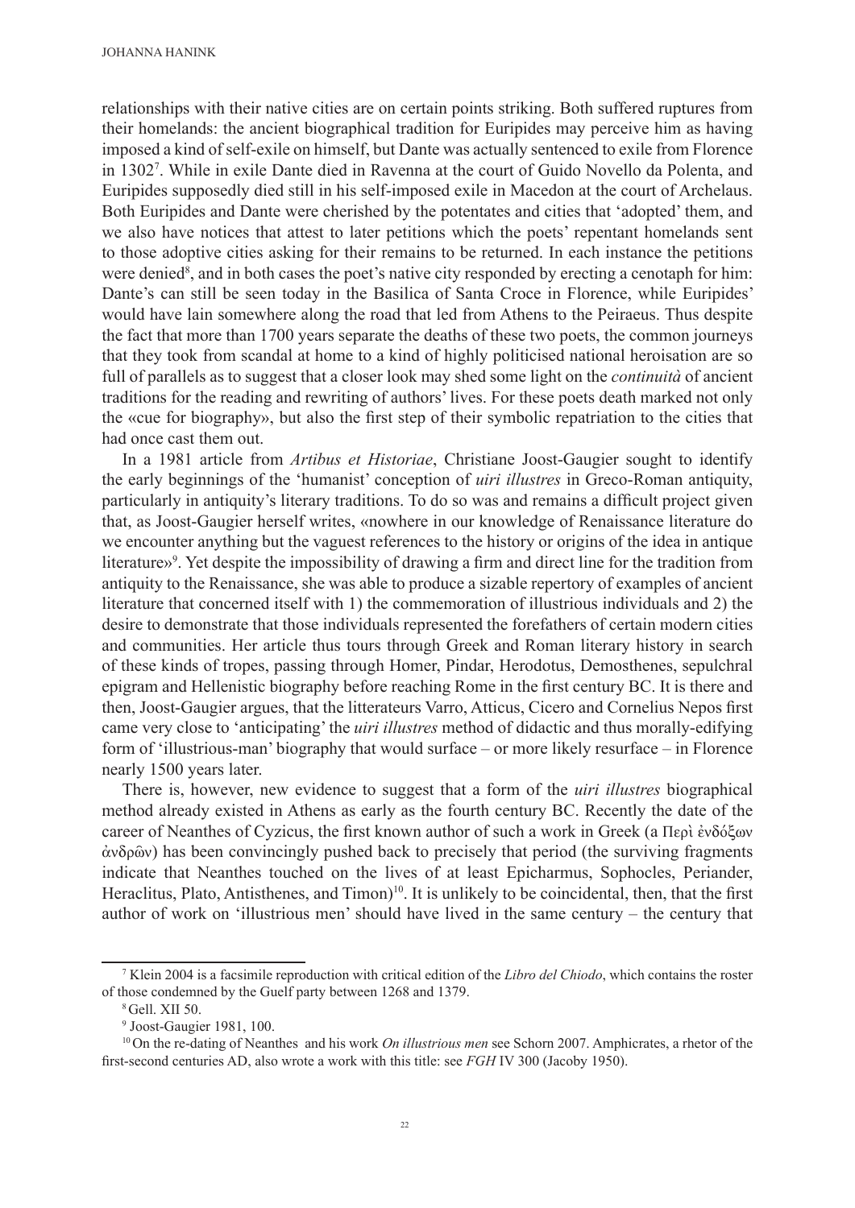relationships with their native cities are on certain points striking. Both suffered ruptures from their homelands: the ancient biographical tradition for Euripides may perceive him as having imposed a kind of self-exile on himself, but Dante was actually sentenced to exile from Florence in 1302[7]. While in exile Dante died in Ravenna at the court of Guido Novello da Polenta, and Euripides supposedly died still in his self-imposed exile in Macedon at the court of Archelaus. Both Euripides and Dante were cherished by the potentates and cities that 'adopted' them, and we also have notices that attest to later petitions which the poets' repentant homelands sent to those adoptive cities asking for their remains to be returned. In each instance the petitions were denied[8], and in both cases the poet's native city responded by erecting a cenotaph for him: Dante's can still be seen today in the Basilica of Santa Croce in Florence, while Euripides' would have lain somewhere along the road that led from Athens to the Peiraeus. Thus despite the fact that more than 1700 years separate the deaths of these two poets, the common journeys that they took from scandal at home to a kind of highly politicised national heroisation are so full of parallels as to suggest that a closer look may shed some light on the *continuità* of ancient traditions for the reading and rewriting of authors' lives. For these poets death marked not only the «cue for biography», but also the first step of their symbolic repatriation to the cities that had once cast them out.

In a 1981 article from *Artibus et Historiae*, Christiane Joost-Gaugier sought to identify the early beginnings of the 'humanist' conception of *uiri illustres* in Greco-Roman antiquity, particularly in antiquity's literary traditions. To do so was and remains a difficult project given that, as Joost-Gaugier herself writes, «nowhere in our knowledge of Renaissance literature do we encounter anything but the vaguest references to the history or origins of the idea in antique literature»[9]. Yet despite the impossibility of drawing a firm and direct line for the tradition from antiquity to the Renaissance, she was able to produce a sizable repertory of examples of ancient literature that concerned itself with 1) the commemoration of illustrious individuals and 2) the desire to demonstrate that those individuals represented the forefathers of certain modern cities and communities. Her article thus tours through Greek and Roman literary history in search of these kinds of tropes, passing through Homer, Pindar, Herodotus, Demosthenes, sepulchral epigram and Hellenistic biography before reaching Rome in the first century BC. It is there and then, Joost-Gaugier argues, that the litterateurs Varro, Atticus, Cicero and Cornelius Nepos first came very close to 'anticipating' the *uiri illustres* method of didactic and thus morally-edifying form of 'illustrious-man' biography that would surface – or more likely resurface – in Florence nearly 1500 years later.

There is, however, new evidence to suggest that a form of the *uiri illustres* biographical method already existed in Athens as early as the fourth century BC. Recently the date of the career of Neanthes of Cyzicus, the first known author of such a work in Greek (a Περὶ ἐνδόξων ἀνδρῶν) has been convincingly pushed back to precisely that period (the surviving fragments indicate that Neanthes touched on the lives of at least Epicharmus, Sophocles, Periander, Heraclitus, Plato, Antisthenes, and Timon)[10]. It is unlikely to be coincidental, then, that the first author of work on 'illustrious men' should have lived in the same century – the century that

---

[7] Klein 2004 is a facsimile reproduction with critical edition of the *Libro del Chiodo*, which contains the roster of those condemned by the Guelf party between 1268 and 1379.

[8] Gell. XII 50.

[9] Joost-Gaugier 1981, 100.

[10] On the re-dating of Neanthes and his work *On illustrious men* see Schorn 2007. Amphicrates, a rhetor of the first-second centuries AD, also wrote a work with this title: see *FGH* IV 300 (Jacoby 1950).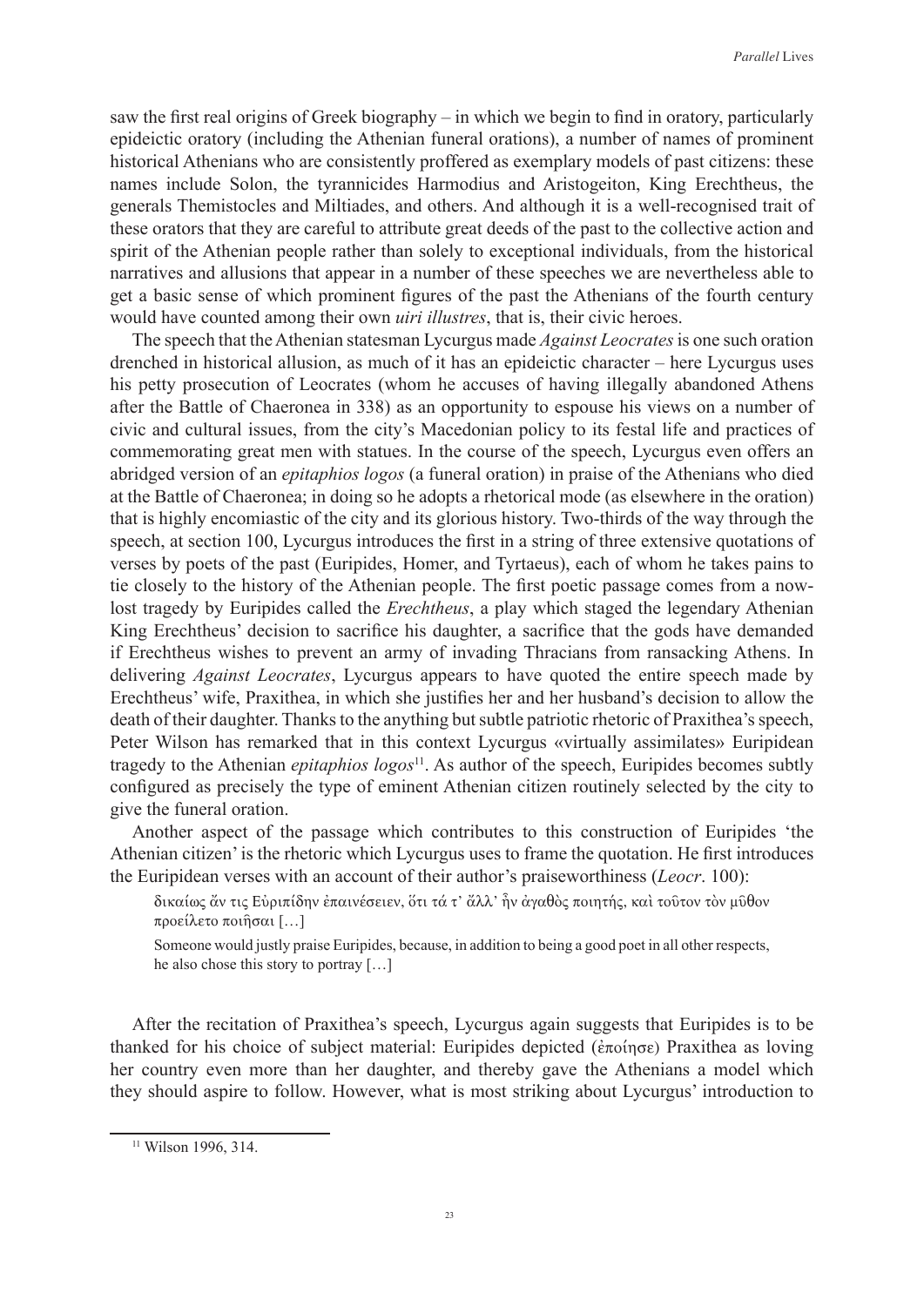saw the first real origins of Greek biography – in which we begin to find in oratory, particularly epideictic oratory (including the Athenian funeral orations), a number of names of prominent historical Athenians who are consistently proffered as exemplary models of past citizens: these names include Solon, the tyrannicides Harmodius and Aristogeiton, King Erechtheus, the generals Themistocles and Miltiades, and others. And although it is a well-recognised trait of these orators that they are careful to attribute great deeds of the past to the collective action and spirit of the Athenian people rather than solely to exceptional individuals, from the historical narratives and allusions that appear in a number of these speeches we are nevertheless able to get a basic sense of which prominent figures of the past the Athenians of the fourth century would have counted among their own *uiri illustres*, that is, their civic heroes.

The speech that the Athenian statesman Lycurgus made *Against Leocrates* is one such oration drenched in historical allusion, as much of it has an epideictic character – here Lycurgus uses his petty prosecution of Leocrates (whom he accuses of having illegally abandoned Athens after the Battle of Chaeronea in 338) as an opportunity to espouse his views on a number of civic and cultural issues, from the city's Macedonian policy to its festal life and practices of commemorating great men with statues. In the course of the speech, Lycurgus even offers an abridged version of an *epitaphios logos* (a funeral oration) in praise of the Athenians who died at the Battle of Chaeronea; in doing so he adopts a rhetorical mode (as elsewhere in the oration) that is highly encomiastic of the city and its glorious history. Two-thirds of the way through the speech, at section 100, Lycurgus introduces the first in a string of three extensive quotations of verses by poets of the past (Euripides, Homer, and Tyrtaeus), each of whom he takes pains to tie closely to the history of the Athenian people. The first poetic passage comes from a now-lost tragedy by Euripides called the *Erechtheus*, a play which staged the legendary Athenian King Erechtheus' decision to sacrifice his daughter, a sacrifice that the gods have demanded if Erechtheus wishes to prevent an army of invading Thracians from ransacking Athens. In delivering *Against Leocrates*, Lycurgus appears to have quoted the entire speech made by Erechtheus' wife, Praxithea, in which she justifies her and her husband's decision to allow the death of their daughter. Thanks to the anything but subtle patriotic rhetoric of Praxithea's speech, Peter Wilson has remarked that in this context Lycurgus «virtually assimilates» Euripidean tragedy to the Athenian *epitaphios logos*[11]. As author of the speech, Euripides becomes subtly configured as precisely the type of eminent Athenian citizen routinely selected by the city to give the funeral oration.

Another aspect of the passage which contributes to this construction of Euripides 'the Athenian citizen' is the rhetoric which Lycurgus uses to frame the quotation. He first introduces the Euripidean verses with an account of their author's praiseworthiness (*Leocr*. 100):

> δικαίως ἄν τις Εὐριπίδην ἐπαινέσειεν, ὅτι τά τ᾽ ἄλλ᾽ ἦν ἀγαθὸς ποιητής, καὶ τοῦτον τὸν μῦθον προείλετο ποιῆσαι […]
>
> Someone would justly praise Euripides, because, in addition to being a good poet in all other respects, he also chose this story to portray […]

After the recitation of Praxithea's speech, Lycurgus again suggests that Euripides is to be thanked for his choice of subject material: Euripides depicted (ἐποίησε) Praxithea as loving her country even more than her daughter, and thereby gave the Athenians a model which they should aspire to follow. However, what is most striking about Lycurgus' introduction to

[11] Wilson 1996, 314.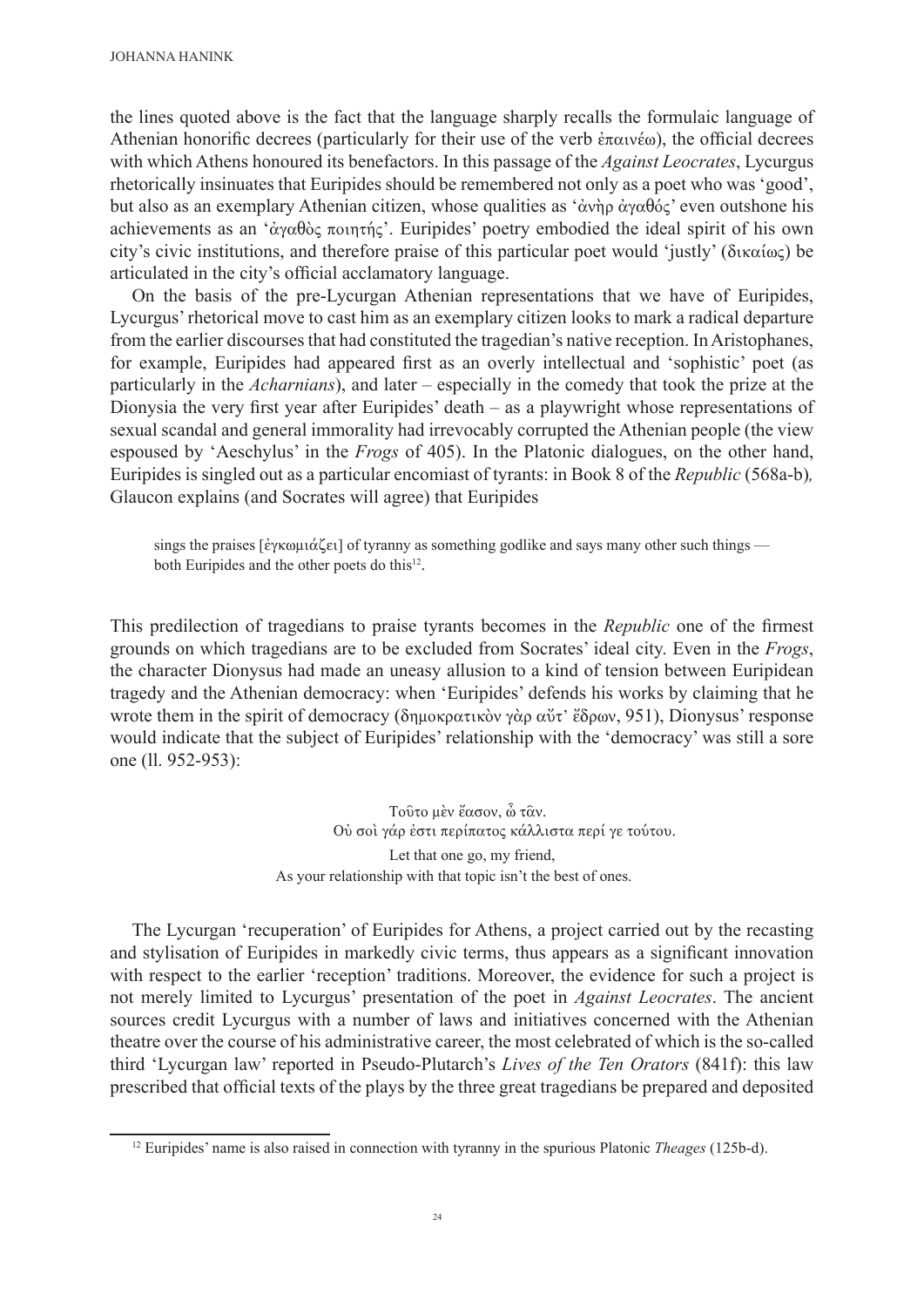the lines quoted above is the fact that the language sharply recalls the formulaic language of Athenian honorific decrees (particularly for their use of the verb ἐπαινέω), the official decrees with which Athens honoured its benefactors. In this passage of the *Against Leocrates*, Lycurgus rhetorically insinuates that Euripides should be remembered not only as a poet who was 'good', but also as an exemplary Athenian citizen, whose qualities as 'ἀνὴρ ἀγαθός' even outshone his achievements as an 'ἀγαθὸς ποιητής'. Euripides' poetry embodied the ideal spirit of his own city's civic institutions, and therefore praise of this particular poet would 'justly' (δικαίως) be articulated in the city's official acclamatory language.

On the basis of the pre-Lycurgan Athenian representations that we have of Euripides, Lycurgus' rhetorical move to cast him as an exemplary citizen looks to mark a radical departure from the earlier discourses that had constituted the tragedian's native reception. In Aristophanes, for example, Euripides had appeared first as an overly intellectual and 'sophistic' poet (as particularly in the *Acharnians*), and later – especially in the comedy that took the prize at the Dionysia the very first year after Euripides' death – as a playwright whose representations of sexual scandal and general immorality had irrevocably corrupted the Athenian people (the view espoused by 'Aeschylus' in the *Frogs* of 405). In the Platonic dialogues, on the other hand, Euripides is singled out as a particular encomiast of tyrants: in Book 8 of the *Republic* (568a-b), Glaucon explains (and Socrates will agree) that Euripides

> sings the praises [ἐγκωμιάζει] of tyranny as something godlike and says many other such things — both Euripides and the other poets do this[12].

This predilection of tragedians to praise tyrants becomes in the *Republic* one of the firmest grounds on which tragedians are to be excluded from Socrates' ideal city. Even in the *Frogs*, the character Dionysus had made an uneasy allusion to a kind of tension between Euripidean tragedy and the Athenian democracy: when 'Euripides' defends his works by claiming that he wrote them in the spirit of democracy (δημοκρατικὸν γὰρ αὔτ' ἔδρων, 951), Dionysus' response would indicate that the subject of Euripides' relationship with the 'democracy' was still a sore one (ll. 952-953):

> Τοῦτο μὲν ἔασον, ὦ τᾶν.
> Οὐ σοὶ γάρ ἐστι περίπατος κάλλιστα περί γε τούτου.
>
> Let that one go, my friend,
> As your relationship with that topic isn't the best of ones.

The Lycurgan 'recuperation' of Euripides for Athens, a project carried out by the recasting and stylisation of Euripides in markedly civic terms, thus appears as a significant innovation with respect to the earlier 'reception' traditions. Moreover, the evidence for such a project is not merely limited to Lycurgus' presentation of the poet in *Against Leocrates*. The ancient sources credit Lycurgus with a number of laws and initiatives concerned with the Athenian theatre over the course of his administrative career, the most celebrated of which is the so-called third 'Lycurgan law' reported in Pseudo-Plutarch's *Lives of the Ten Orators* (841f): this law prescribed that official texts of the plays by the three great tragedians be prepared and deposited

[12] Euripides' name is also raised in connection with tyranny in the spurious Platonic *Theages* (125b-d).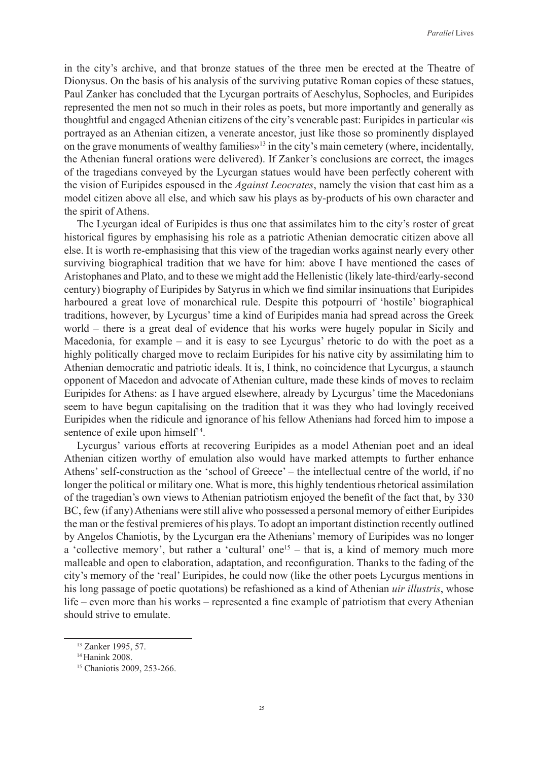in the city's archive, and that bronze statues of the three men be erected at the Theatre of Dionysus. On the basis of his analysis of the surviving putative Roman copies of these statues, Paul Zanker has concluded that the Lycurgan portraits of Aeschylus, Sophocles, and Euripides represented the men not so much in their roles as poets, but more importantly and generally as thoughtful and engaged Athenian citizens of the city's venerable past: Euripides in particular «is portrayed as an Athenian citizen, a venerate ancestor, just like those so prominently displayed on the grave monuments of wealthy families»[13] in the city's main cemetery (where, incidentally, the Athenian funeral orations were delivered). If Zanker's conclusions are correct, the images of the tragedians conveyed by the Lycurgan statues would have been perfectly coherent with the vision of Euripides espoused in the *Against Leocrates*, namely the vision that cast him as a model citizen above all else, and which saw his plays as by-products of his own character and the spirit of Athens.

The Lycurgan ideal of Euripides is thus one that assimilates him to the city's roster of great historical figures by emphasising his role as a patriotic Athenian democratic citizen above all else. It is worth re-emphasising that this view of the tragedian works against nearly every other surviving biographical tradition that we have for him: above I have mentioned the cases of Aristophanes and Plato, and to these we might add the Hellenistic (likely late-third/early-second century) biography of Euripides by Satyrus in which we find similar insinuations that Euripides harboured a great love of monarchical rule. Despite this potpourri of 'hostile' biographical traditions, however, by Lycurgus' time a kind of Euripides mania had spread across the Greek world – there is a great deal of evidence that his works were hugely popular in Sicily and Macedonia, for example – and it is easy to see Lycurgus' rhetoric to do with the poet as a highly politically charged move to reclaim Euripides for his native city by assimilating him to Athenian democratic and patriotic ideals. It is, I think, no coincidence that Lycurgus, a staunch opponent of Macedon and advocate of Athenian culture, made these kinds of moves to reclaim Euripides for Athens: as I have argued elsewhere, already by Lycurgus' time the Macedonians seem to have begun capitalising on the tradition that it was they who had lovingly received Euripides when the ridicule and ignorance of his fellow Athenians had forced him to impose a sentence of exile upon himself[14].

Lycurgus' various efforts at recovering Euripides as a model Athenian poet and an ideal Athenian citizen worthy of emulation also would have marked attempts to further enhance Athens' self-construction as the 'school of Greece' – the intellectual centre of the world, if no longer the political or military one. What is more, this highly tendentious rhetorical assimilation of the tragedian's own views to Athenian patriotism enjoyed the benefit of the fact that, by 330 BC, few (if any) Athenians were still alive who possessed a personal memory of either Euripides the man or the festival premieres of his plays. To adopt an important distinction recently outlined by Angelos Chaniotis, by the Lycurgan era the Athenians' memory of Euripides was no longer a 'collective memory', but rather a 'cultural' one[15] – that is, a kind of memory much more malleable and open to elaboration, adaptation, and reconfiguration. Thanks to the fading of the city's memory of the 'real' Euripides, he could now (like the other poets Lycurgus mentions in his long passage of poetic quotations) be refashioned as a kind of Athenian *uir illustris*, whose life – even more than his works – represented a fine example of patriotism that every Athenian should strive to emulate.

[13] Zanker 1995, 57.

[14] Hanink 2008.

[15] Chaniotis 2009, 253-266.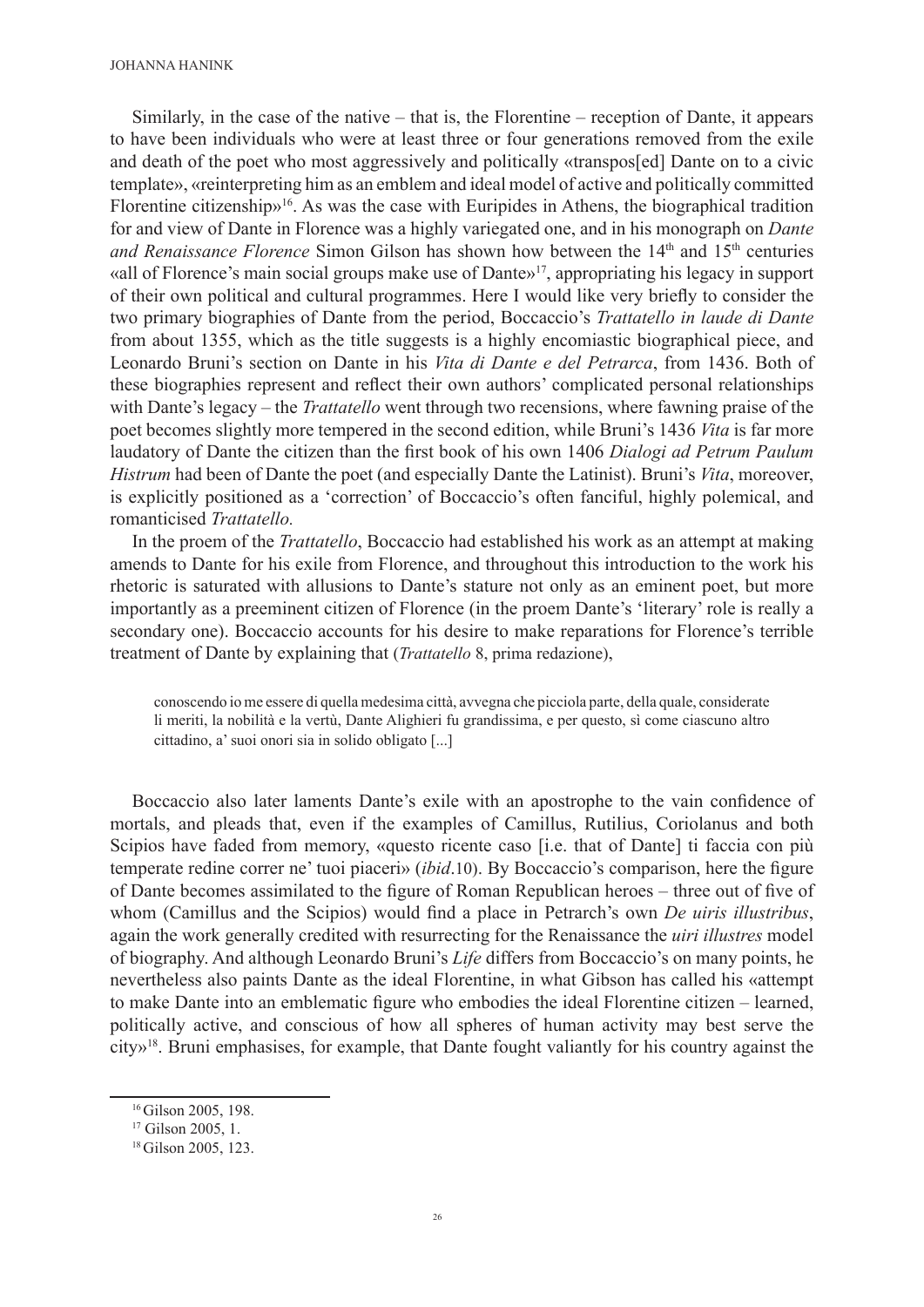Similarly, in the case of the native – that is, the Florentine – reception of Dante, it appears to have been individuals who were at least three or four generations removed from the exile and death of the poet who most aggressively and politically «transpos[ed] Dante on to a civic template», «reinterpreting him as an emblem and ideal model of active and politically committed Florentine citizenship»[16]. As was the case with Euripides in Athens, the biographical tradition for and view of Dante in Florence was a highly variegated one, and in his monograph on *Dante and Renaissance Florence* Simon Gilson has shown how between the 14th and 15th centuries «all of Florence's main social groups make use of Dante»[17], appropriating his legacy in support of their own political and cultural programmes. Here I would like very briefly to consider the two primary biographies of Dante from the period, Boccaccio's *Trattatello in laude di Dante* from about 1355, which as the title suggests is a highly encomiastic biographical piece, and Leonardo Bruni's section on Dante in his *Vita di Dante e del Petrarca*, from 1436. Both of these biographies represent and reflect their own authors' complicated personal relationships with Dante's legacy – the *Trattatello* went through two recensions, where fawning praise of the poet becomes slightly more tempered in the second edition, while Bruni's 1436 *Vita* is far more laudatory of Dante the citizen than the first book of his own 1406 *Dialogi ad Petrum Paulum Histrum* had been of Dante the poet (and especially Dante the Latinist). Bruni's *Vita*, moreover, is explicitly positioned as a 'correction' of Boccaccio's often fanciful, highly polemical, and romanticised *Trattatello.*

In the proem of the *Trattatello*, Boccaccio had established his work as an attempt at making amends to Dante for his exile from Florence, and throughout this introduction to the work his rhetoric is saturated with allusions to Dante's stature not only as an eminent poet, but more importantly as a preeminent citizen of Florence (in the proem Dante's 'literary' role is really a secondary one). Boccaccio accounts for his desire to make reparations for Florence's terrible treatment of Dante by explaining that (*Trattatello* 8, prima redazione),

> conoscendo io me essere di quella medesima città, avvegna che picciola parte, della quale, considerate li meriti, la nobilità e la vertù, Dante Alighieri fu grandissima, e per questo, sì come ciascuno altro cittadino, a' suoi onori sia in solido obligato [...]

Boccaccio also later laments Dante's exile with an apostrophe to the vain confidence of mortals, and pleads that, even if the examples of Camillus, Rutilius, Coriolanus and both Scipios have faded from memory, «questo ricente caso [i.e. that of Dante] ti faccia con più temperate redine correr ne' tuoi piaceri» (*ibid*.10). By Boccaccio's comparison, here the figure of Dante becomes assimilated to the figure of Roman Republican heroes – three out of five of whom (Camillus and the Scipios) would find a place in Petrarch's own *De uiris illustribus*, again the work generally credited with resurrecting for the Renaissance the *uiri illustres* model of biography. And although Leonardo Bruni's *Life* differs from Boccaccio's on many points, he nevertheless also paints Dante as the ideal Florentine, in what Gibson has called his «attempt to make Dante into an emblematic figure who embodies the ideal Florentine citizen – learned, politically active, and conscious of how all spheres of human activity may best serve the city»[18]. Bruni emphasises, for example, that Dante fought valiantly for his country against the

---

[16] Gilson 2005, 198.

[17] Gilson 2005, 1.

[18] Gilson 2005, 123.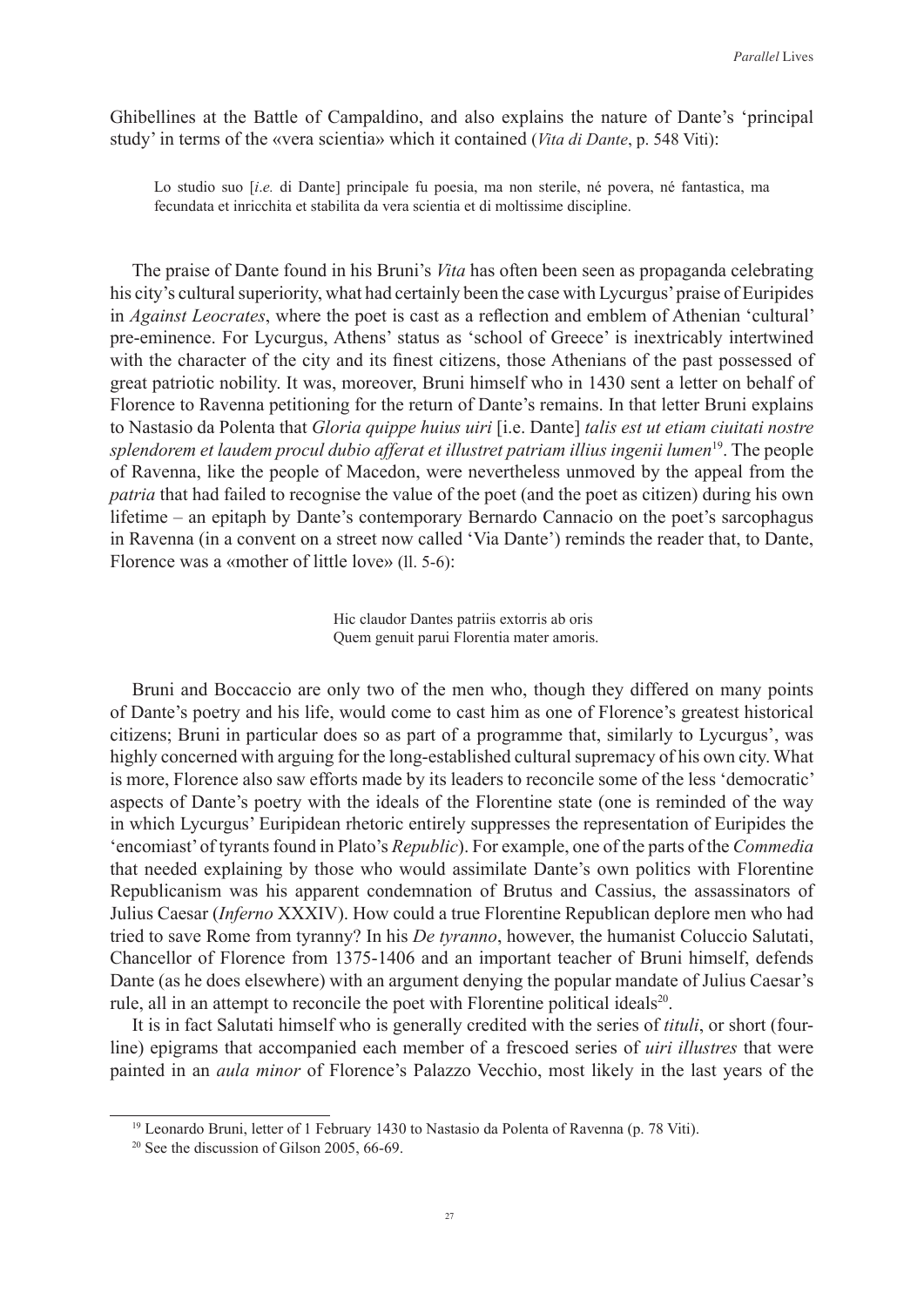Ghibellines at the Battle of Campaldino, and also explains the nature of Dante's 'principal study' in terms of the «vera scientia» which it contained (*Vita di Dante*, p. 548 Viti):

> Lo studio suo [*i.e.* di Dante] principale fu poesia, ma non sterile, né povera, né fantastica, ma fecundata et inricchita et stabilita da vera scientia et di moltissime discipline.

The praise of Dante found in his Bruni's *Vita* has often been seen as propaganda celebrating his city's cultural superiority, what had certainly been the case with Lycurgus' praise of Euripides in *Against Leocrates*, where the poet is cast as a reflection and emblem of Athenian 'cultural' pre-eminence. For Lycurgus, Athens' status as 'school of Greece' is inextricably intertwined with the character of the city and its finest citizens, those Athenians of the past possessed of great patriotic nobility. It was, moreover, Bruni himself who in 1430 sent a letter on behalf of Florence to Ravenna petitioning for the return of Dante's remains. In that letter Bruni explains to Nastasio da Polenta that *Gloria quippe huius uiri* [i.e. Dante] *talis est ut etiam ciuitati nostre splendorem et laudem procul dubio afferat et illustret patriam illius ingenii lumen*[19]. The people of Ravenna, like the people of Macedon, were nevertheless unmoved by the appeal from the *patria* that had failed to recognise the value of the poet (and the poet as citizen) during his own lifetime – an epitaph by Dante's contemporary Bernardo Cannacio on the poet's sarcophagus in Ravenna (in a convent on a street now called 'Via Dante') reminds the reader that, to Dante, Florence was a «mother of little love» (ll. 5-6):

> Hic claudor Dantes patriis extorris ab oris
> Quem genuit parui Florentia mater amoris.

Bruni and Boccaccio are only two of the men who, though they differed on many points of Dante's poetry and his life, would come to cast him as one of Florence's greatest historical citizens; Bruni in particular does so as part of a programme that, similarly to Lycurgus', was highly concerned with arguing for the long-established cultural supremacy of his own city. What is more, Florence also saw efforts made by its leaders to reconcile some of the less 'democratic' aspects of Dante's poetry with the ideals of the Florentine state (one is reminded of the way in which Lycurgus' Euripidean rhetoric entirely suppresses the representation of Euripides the 'encomiast' of tyrants found in Plato's *Republic*). For example, one of the parts of the *Commedia* that needed explaining by those who would assimilate Dante's own politics with Florentine Republicanism was his apparent condemnation of Brutus and Cassius, the assassinators of Julius Caesar (*Inferno* XXXIV). How could a true Florentine Republican deplore men who had tried to save Rome from tyranny? In his *De tyranno*, however, the humanist Coluccio Salutati, Chancellor of Florence from 1375-1406 and an important teacher of Bruni himself, defends Dante (as he does elsewhere) with an argument denying the popular mandate of Julius Caesar's rule, all in an attempt to reconcile the poet with Florentine political ideals[20].

It is in fact Salutati himself who is generally credited with the series of *tituli*, or short (four-line) epigrams that accompanied each member of a frescoed series of *uiri illustres* that were painted in an *aula minor* of Florence's Palazzo Vecchio, most likely in the last years of the

[19] Leonardo Bruni, letter of 1 February 1430 to Nastasio da Polenta of Ravenna (p. 78 Viti).

[20] See the discussion of Gilson 2005, 66-69.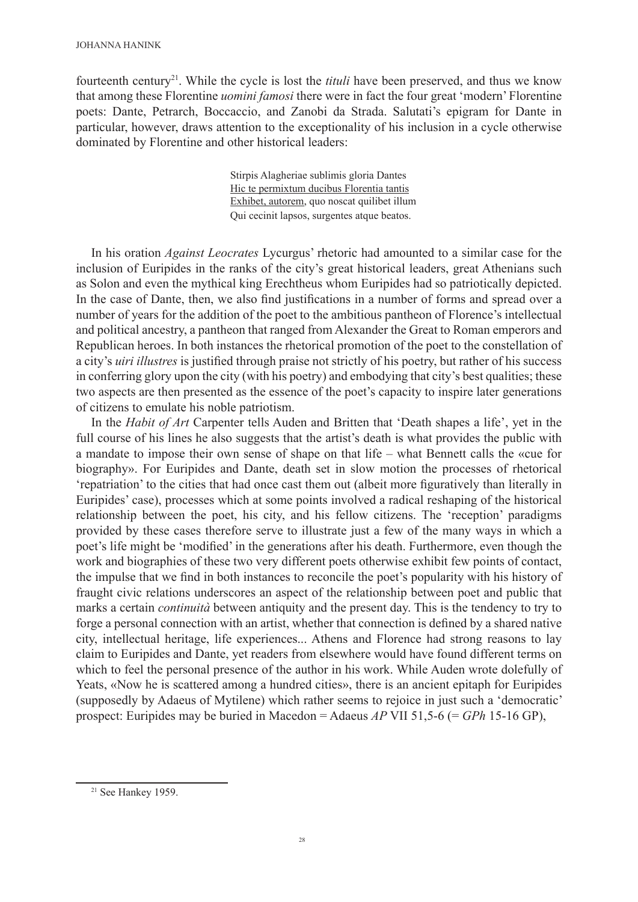fourteenth century[21]. While the cycle is lost the *tituli* have been preserved, and thus we know that among these Florentine *uomini famosi* there were in fact the four great 'modern' Florentine poets: Dante, Petrarch, Boccaccio, and Zanobi da Strada. Salutati's epigram for Dante in particular, however, draws attention to the exceptionality of his inclusion in a cycle otherwise dominated by Florentine and other historical leaders:

> Stirpis Alagheriae sublimis gloria Dantes  
> <u>Hic te permixtum ducibus Florentia tantis</u>  
> <u>Exhibet, autorem</u>, quo noscat quilibet illum  
> Qui cecinit lapsos, surgentes atque beatos.

In his oration *Against Leocrates* Lycurgus' rhetoric had amounted to a similar case for the inclusion of Euripides in the ranks of the city's great historical leaders, great Athenians such as Solon and even the mythical king Erechtheus whom Euripides had so patriotically depicted. In the case of Dante, then, we also find justifications in a number of forms and spread over a number of years for the addition of the poet to the ambitious pantheon of Florence's intellectual and political ancestry, a pantheon that ranged from Alexander the Great to Roman emperors and Republican heroes. In both instances the rhetorical promotion of the poet to the constellation of a city's *uiri illustres* is justified through praise not strictly of his poetry, but rather of his success in conferring glory upon the city (with his poetry) and embodying that city's best qualities; these two aspects are then presented as the essence of the poet's capacity to inspire later generations of citizens to emulate his noble patriotism.

In the *Habit of Art* Carpenter tells Auden and Britten that 'Death shapes a life', yet in the full course of his lines he also suggests that the artist's death is what provides the public with a mandate to impose their own sense of shape on that life – what Bennett calls the «cue for biography». For Euripides and Dante, death set in slow motion the processes of rhetorical 'repatriation' to the cities that had once cast them out (albeit more figuratively than literally in Euripides' case), processes which at some points involved a radical reshaping of the historical relationship between the poet, his city, and his fellow citizens. The 'reception' paradigms provided by these cases therefore serve to illustrate just a few of the many ways in which a poet's life might be 'modified' in the generations after his death. Furthermore, even though the work and biographies of these two very different poets otherwise exhibit few points of contact, the impulse that we find in both instances to reconcile the poet's popularity with his history of fraught civic relations underscores an aspect of the relationship between poet and public that marks a certain *continuità* between antiquity and the present day. This is the tendency to try to forge a personal connection with an artist, whether that connection is defined by a shared native city, intellectual heritage, life experiences... Athens and Florence had strong reasons to lay claim to Euripides and Dante, yet readers from elsewhere would have found different terms on which to feel the personal presence of the author in his work. While Auden wrote dolefully of Yeats, «Now he is scattered among a hundred cities», there is an ancient epitaph for Euripides (supposedly by Adaeus of Mytilene) which rather seems to rejoice in just such a 'democratic' prospect: Euripides may be buried in Macedon = Adaeus *AP* VII 51,5-6 (= *GPh* 15-16 GP),

---

[21] See Hankey 1959.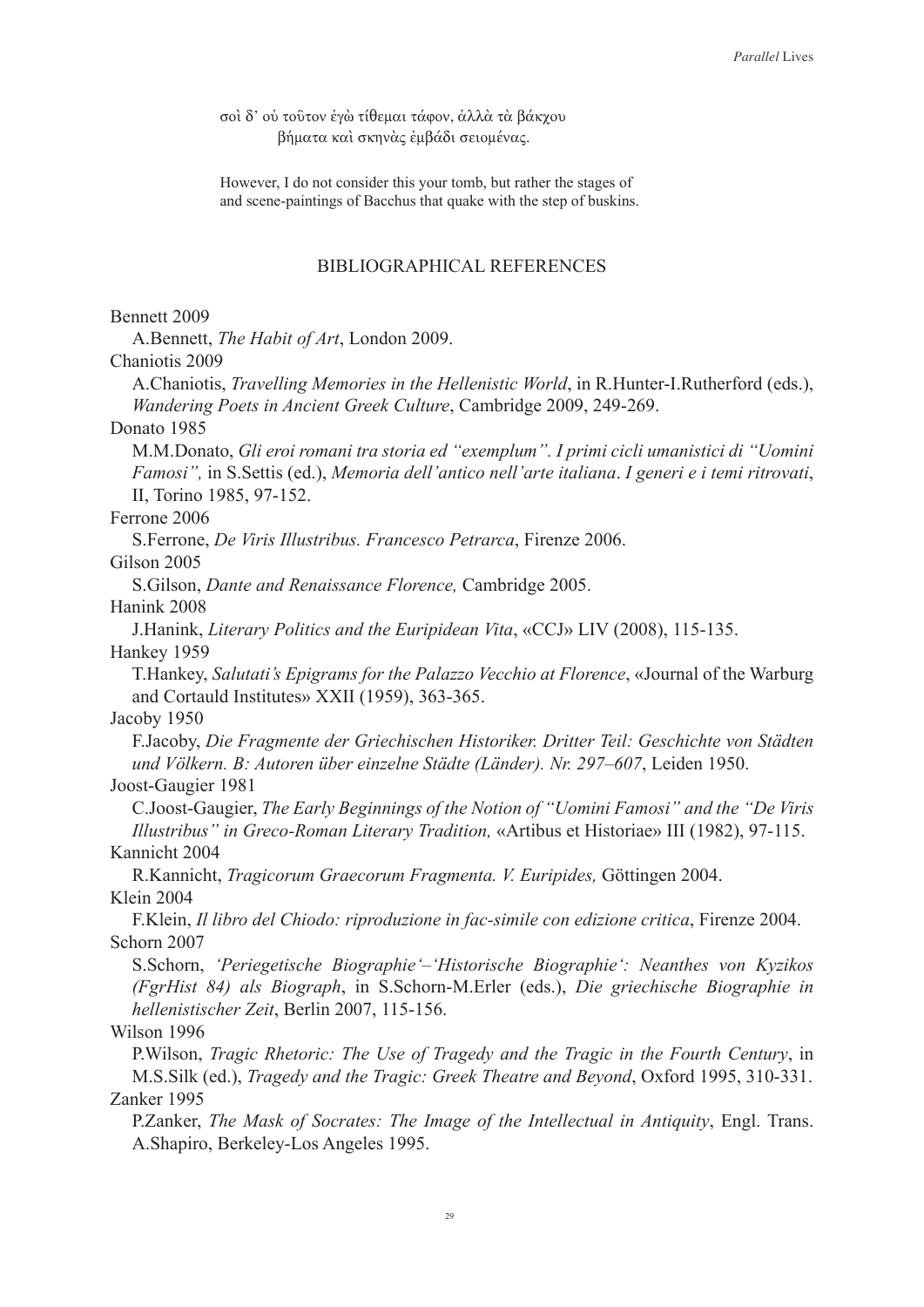σοὶ δ' οὐ τοῦτον ἐγὼ τίθεμαι τάφον, ἀλλὰ τὰ βάκχου
    βήματα καὶ σκηνὰς ἐμβάδι σειομένας.

However, I do not consider this your tomb, but rather the stages of and scene-paintings of Bacchus that quake with the step of buskins.

## BIBLIOGRAPHICAL REFERENCES

Bennett 2009
A.Bennett, *The Habit of Art*, London 2009.

Chaniotis 2009
A.Chaniotis, *Travelling Memories in the Hellenistic World*, in R.Hunter-I.Rutherford (eds.), *Wandering Poets in Ancient Greek Culture*, Cambridge 2009, 249-269.

Donato 1985
M.M.Donato, *Gli eroi romani tra storia ed "exemplum". I primi cicli umanistici di "Uomini Famosi",* in S.Settis (ed.), *Memoria dell'antico nell'arte italiana*. *I generi e i temi ritrovati*, II, Torino 1985, 97-152.

Ferrone 2006
S.Ferrone, *De Viris Illustribus. Francesco Petrarca*, Firenze 2006.

Gilson 2005
S.Gilson, *Dante and Renaissance Florence,* Cambridge 2005.

Hanink 2008
J.Hanink, *Literary Politics and the Euripidean Vita*, «CCJ» LIV (2008), 115-135.

Hankey 1959
T.Hankey, *Salutati's Epigrams for the Palazzo Vecchio at Florence*, «Journal of the Warburg and Cortauld Institutes» XXII (1959), 363-365.

Jacoby 1950
F.Jacoby, *Die Fragmente der Griechischen Historiker. Dritter Teil: Geschichte von Städten und Völkern. B: Autoren über einzelne Städte (Länder). Nr. 297–607*, Leiden 1950.

Joost-Gaugier 1981
C.Joost-Gaugier, *The Early Beginnings of the Notion of "Uomini Famosi" and the "De Viris Illustribus" in Greco-Roman Literary Tradition,* «Artibus et Historiae» III (1982), 97-115.

Kannicht 2004
R.Kannicht, *Tragicorum Graecorum Fragmenta. V. Euripides,* Göttingen 2004.

Klein 2004
F.Klein, *Il libro del Chiodo: riproduzione in fac-simile con edizione critica*, Firenze 2004.

Schorn 2007
S.Schorn, *'Periegetische Biographie'–'Historische Biographie': Neanthes von Kyzikos (FgrHist 84) als Biograph*, in S.Schorn-M.Erler (eds.), *Die griechische Biographie in hellenistischer Zeit*, Berlin 2007, 115-156.

Wilson 1996
P.Wilson, *Tragic Rhetoric: The Use of Tragedy and the Tragic in the Fourth Century*, in M.S.Silk (ed.), *Tragedy and the Tragic: Greek Theatre and Beyond*, Oxford 1995, 310-331.

Zanker 1995
P.Zanker, *The Mask of Socrates: The Image of the Intellectual in Antiquity*, Engl. Trans. A.Shapiro, Berkeley-Los Angeles 1995.